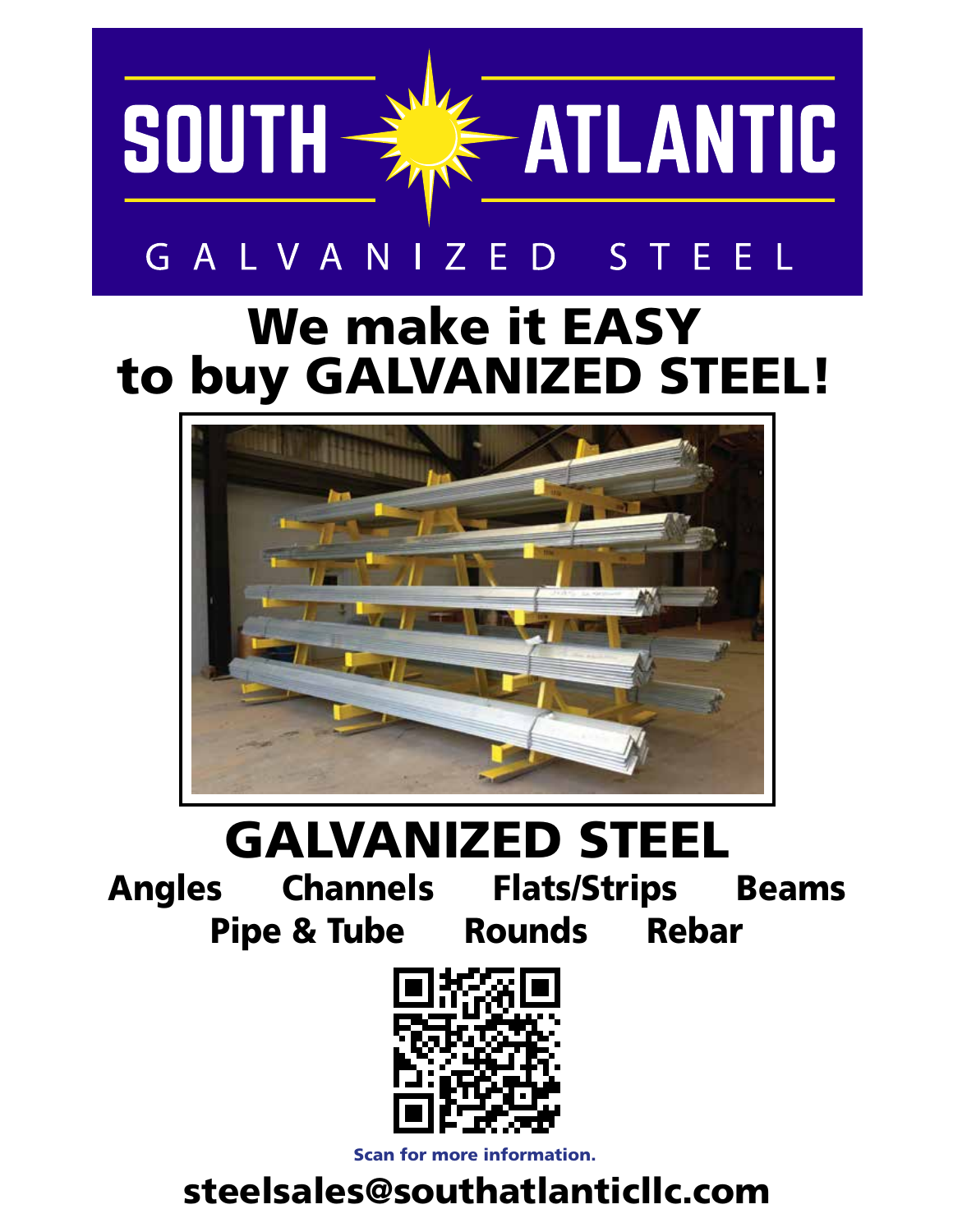# SOUTH ATLANTIC

GALVANIZED STEEL

## We make it EASY to buy GALVANIZED STEEL!

## GALVANIZED STEEL

**Angles Channels Flats/Strips Beams**

**Pipe & Tube Rounds Rebar**

Scan for more information.

**steelsales@southatlanticllc.com**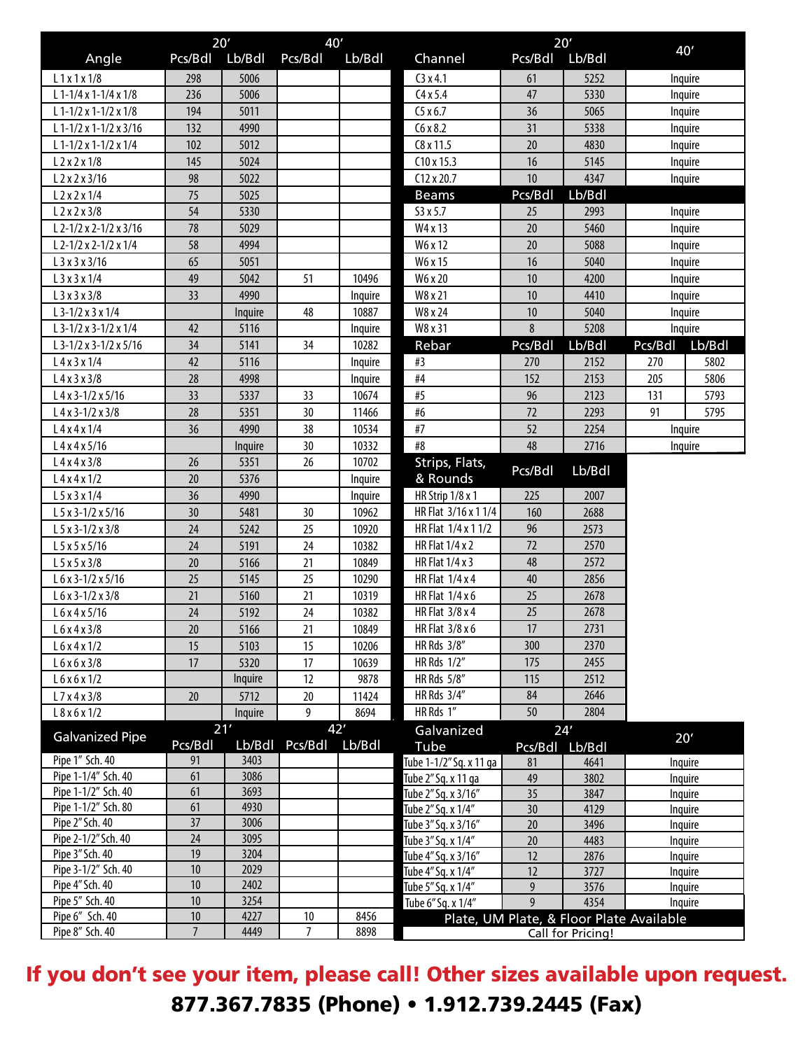| Angle | 20′ Pcs/Bdl | 20′ Lb/Bdl | 40′ Pcs/Bdl | 40′ Lb/Bdl |
|---|---|---|---|---|
| L 1 x 1 x 1/8 | 298 | 5006 | | |
| L 1-1/4 x 1-1/4 x 1/8 | 236 | 5006 | | |
| L 1-1/2 x 1-1/2 x 1/8 | 194 | 5011 | | |
| L 1-1/2 x 1-1/2 x 3/16 | 132 | 4990 | | |
| L 1-1/2 x 1-1/2 x 1/4 | 102 | 5012 | | |
| L 2 x 2 x 1/8 | 145 | 5024 | | |
| L 2 x 2 x 3/16 | 98 | 5022 | | |
| L 2 x 2 x 1/4 | 75 | 5025 | | |
| L 2 x 2 x 3/8 | 54 | 5330 | | |
| L 2-1/2 x 2-1/2 x 3/16 | 78 | 5029 | | |
| L 2-1/2 x 2-1/2 x 1/4 | 58 | 4994 | | |
| L 3 x 3 x 3/16 | 65 | 5051 | | |
| L 3 x 3 x 1/4 | 49 | 5042 | 51 | 10496 |
| L 3 x 3 x 3/8 | 33 | 4990 | | Inquire |
| L 3-1/2 x 3 x 1/4 | | Inquire | 48 | 10887 |
| L 3-1/2 x 3-1/2 x 1/4 | 42 | 5116 | | Inquire |
| L 3-1/2 x 3-1/2 x 5/16 | 34 | 5141 | 34 | 10282 |
| L 4 x 3 x 1/4 | 42 | 5116 | | Inquire |
| L 4 x 3 x 3/8 | 28 | 4998 | | Inquire |
| L 4 x 3-1/2 x 5/16 | 33 | 5337 | 33 | 10674 |
| L 4 x 3-1/2 x 3/8 | 28 | 5351 | 30 | 11466 |
| L 4 x 4 x 1/4 | 36 | 4990 | 38 | 10534 |
| L 4 x 4 x 5/16 | | Inquire | 30 | 10332 |
| L 4 x 4 x 3/8 | 26 | 5351 | 26 | 10702 |
| L 4 x 4 x 1/2 | 20 | 5376 | | Inquire |
| L 5 x 3 x 1/4 | 36 | 4990 | | Inquire |
| L 5 x 3-1/2 x 5/16 | 30 | 5481 | 30 | 10962 |
| L 5 x 3-1/2 x 3/8 | 24 | 5242 | 25 | 10920 |
| L 5 x 5 x 5/16 | 24 | 5191 | 24 | 10382 |
| L 5 x 5 x 3/8 | 20 | 5166 | 21 | 10849 |
| L 6 x 3-1/2 x 5/16 | 25 | 5145 | 25 | 10290 |
| L 6 x 3-1/2 x 3/8 | 21 | 5160 | 21 | 10319 |
| L 6 x 4 x 5/16 | 24 | 5192 | 24 | 10382 |
| L 6 x 4 x 3/8 | 20 | 5166 | 21 | 10849 |
| L 6 x 4 x 1/2 | 15 | 5103 | 15 | 10206 |
| L 6 x 6 x 3/8 | 17 | 5320 | 17 | 10639 |
| L 6 x 6 x 1/2 | | Inquire | 12 | 9878 |
| L 7 x 4 x 3/8 | 20 | 5712 | 20 | 11424 |
| L 8 x 6 x 1/2 | | Inquire | 9 | 8694 |

| Galvanized Pipe | 21′ Pcs/Bdl | 21′ Lb/Bdl | 42′ Pcs/Bdl | 42′ Lb/Bdl |
|---|---|---|---|---|
| Pipe 1" Sch. 40 | 91 | 3403 | | |
| Pipe 1-1/4" Sch. 40 | 61 | 3086 | | |
| Pipe 1-1/2" Sch. 40 | 61 | 3693 | | |
| Pipe 1-1/2" Sch. 80 | 61 | 4930 | | |
| Pipe 2" Sch. 40 | 37 | 3006 | | |
| Pipe 2-1/2" Sch. 40 | 24 | 3095 | | |
| Pipe 3" Sch. 40 | 19 | 3204 | | |
| Pipe 3-1/2" Sch. 40 | 10 | 2029 | | |
| Pipe 4" Sch. 40 | 10 | 2402 | | |
| Pipe 5" Sch. 40 | 10 | 3254 | | |
| Pipe 6" Sch. 40 | 10 | 4227 | 10 | 8456 |
| Pipe 8" Sch. 40 | 7 | 4449 | 7 | 8898 |

| Channel | 20′ Pcs/Bdl | 20′ Lb/Bdl | 40′ |
|---|---|---|---|
| C3 x 4.1 | 61 | 5252 | Inquire |
| C4 x 5.4 | 47 | 5330 | Inquire |
| C5 x 6.7 | 36 | 5065 | Inquire |
| C6 x 8.2 | 31 | 5338 | Inquire |
| C8 x 11.5 | 20 | 4830 | Inquire |
| C10 x 15.3 | 16 | 5145 | Inquire |
| C12 x 20.7 | 10 | 4347 | Inquire |

| Beams | Pcs/Bdl | Lb/Bdl | |
|---|---|---|---|
| S3 x 5.7 | 25 | 2993 | Inquire |
| W4 x 13 | 20 | 5460 | Inquire |
| W6 x 12 | 20 | 5088 | Inquire |
| W6 x 15 | 16 | 5040 | Inquire |
| W6 x 20 | 10 | 4200 | Inquire |
| W8 x 21 | 10 | 4410 | Inquire |
| W8 x 24 | 10 | 5040 | Inquire |
| W8 x 31 | 8 | 5208 | Inquire |

| Rebar | Pcs/Bdl | Lb/Bdl | Pcs/Bdl | Lb/Bdl |
|---|---|---|---|---|
| #3 | 270 | 2152 | 270 | 5802 |
| #4 | 152 | 2153 | 205 | 5806 |
| #5 | 96 | 2123 | 131 | 5793 |
| #6 | 72 | 2293 | 91 | 5795 |
| #7 | 52 | 2254 | Inquire | |
| #8 | 48 | 2716 | Inquire | |

| Strips, Flats, & Rounds | Pcs/Bdl | Lb/Bdl |
|---|---|---|
| HR Strip 1/8 x 1 | 225 | 2007 |
| HR Flat 3/16 x 1 1/4 | 160 | 2688 |
| HR Flat 1/4 x 1 1/2 | 96 | 2573 |
| HR Flat 1/4 x 2 | 72 | 2570 |
| HR Flat 1/4 x 3 | 48 | 2572 |
| HR Flat 1/4 x 4 | 40 | 2856 |
| HR Flat 1/4 x 6 | 25 | 2678 |
| HR Flat 3/8 x 4 | 25 | 2678 |
| HR Flat 3/8 x 6 | 17 | 2731 |
| HR Rds 3/8" | 300 | 2370 |
| HR Rds 1/2" | 175 | 2455 |
| HR Rds 5/8" | 115 | 2512 |
| HR Rds 3/4" | 84 | 2646 |
| HR Rds 1" | 50 | 2804 |

| Galvanized Tube | 24′ Pcs/Bdl | 24′ Lb/Bdl | 20′ |
|---|---|---|---|
| Tube 1-1/2" Sq. x 11 ga | 81 | 4641 | Inquire |
| Tube 2" Sq. x 11 ga | 49 | 3802 | Inquire |
| Tube 2" Sq. x 3/16" | 35 | 3847 | Inquire |
| Tube 2" Sq. x 1/4" | 30 | 4129 | Inquire |
| Tube 3" Sq. x 3/16" | 20 | 3496 | Inquire |
| Tube 3" Sq. x 1/4" | 20 | 4483 | Inquire |
| Tube 4" Sq. x 3/16" | 12 | 2876 | Inquire |
| Tube 4" Sq. x 1/4" | 12 | 3727 | Inquire |
| Tube 5" Sq. x 1/4" | 9 | 3576 | Inquire |
| Tube 6" Sq. x 1/4" | 9 | 4354 | Inquire |

**Plate, UM Plate, & Floor Plate Available**
Call for Pricing!

**If you don't see your item, please call! Other sizes available upon request.**

**877.367.7835 (Phone) • 1.912.739.2445 (Fax)**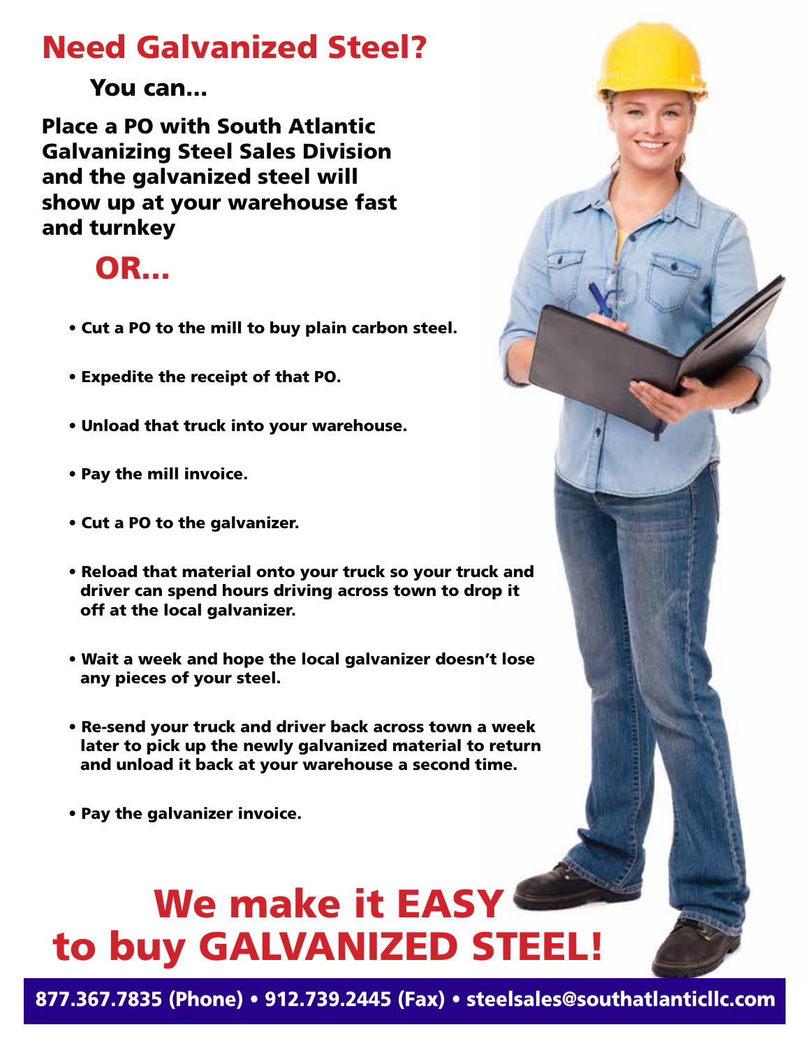# Need Galvanized Steel?

**You can...**

**Place a PO with South Atlantic Galvanizing Steel Sales Division and the galvanized steel will show up at your warehouse fast and turnkey**

## OR...

- **Cut a PO to the mill to buy plain carbon steel.**
- **Expedite the receipt of that PO.**
- **Unload that truck into your warehouse.**
- **Pay the mill invoice.**
- **Cut a PO to the galvanizer.**
- **Reload that material onto your truck so your truck and driver can spend hours driving across town to drop it off at the local galvanizer.**
- **Wait a week and hope the local galvanizer doesn't lose any pieces of your steel.**
- **Re-send your truck and driver back across town a week later to pick up the newly galvanized material to return and unload it back at your warehouse a second time.**
- **Pay the galvanizer invoice.**

# We make it EASY to buy GALVANIZED STEEL!

**877.367.7835 (Phone) • 912.739.2445 (Fax) • steelsales@southatlanticllc.com**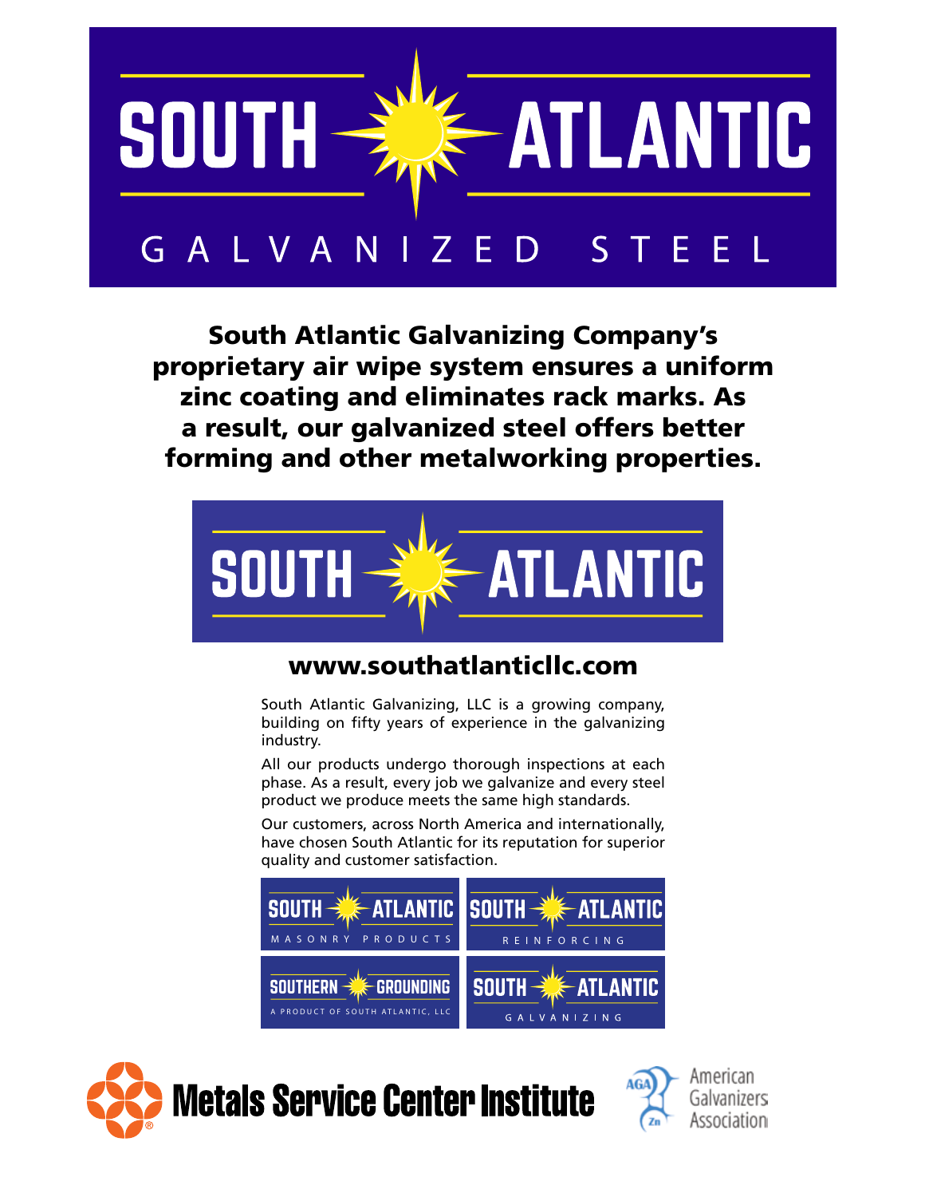# SOUTH ATLANTIC

GALVANIZED STEEL

**South Atlantic Galvanizing Company's proprietary air wipe system ensures a uniform zinc coating and eliminates rack marks. As a result, our galvanized steel offers better forming and other metalworking properties.**

SOUTH ATLANTIC

## www.southatlanticllc.com

South Atlantic Galvanizing, LLC is a growing company, building on fifty years of experience in the galvanizing industry.

All our products undergo thorough inspections at each phase. As a result, every job we galvanize and every steel product we produce meets the same high standards.

Our customers, across North America and internationally, have chosen South Atlantic for its reputation for superior quality and customer satisfaction.

SOUTH ATLANTIC
MASONRY PRODUCTS

SOUTH ATLANTIC
REINFORCING

SOUTHERN GROUNDING
A PRODUCT OF SOUTH ATLANTIC, LLC

SOUTH ATLANTIC
GALVANIZING

Metals Service Center Institute

American Galvanizers Association